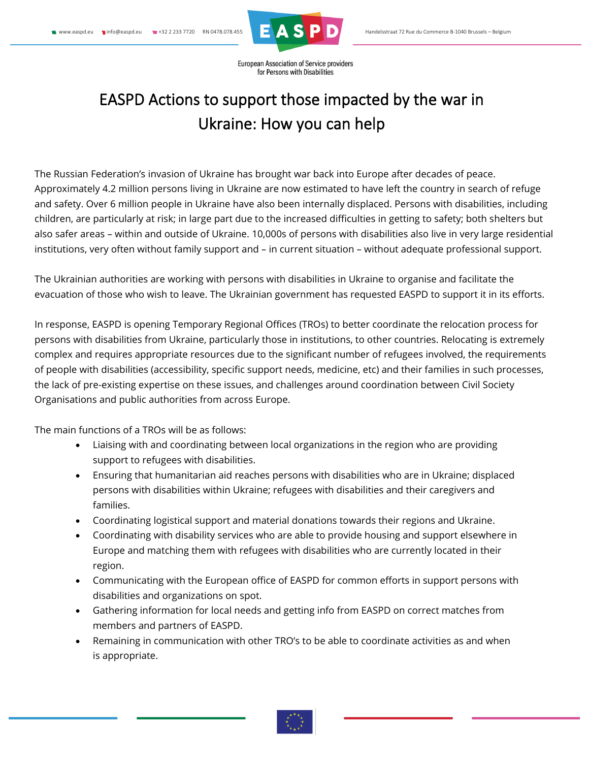# EASPD Actions to support those impacted by the war in Ukraine: How you can help

The Russian Federation's invasion of Ukraine has brought war back into Europe after decades of peace. Approximately 4.2 million persons living in Ukraine are now estimated to have left the country in search of refuge and safety. Over 6 million people in Ukraine have also been internally displaced. Persons with disabilities, including children, are particularly at risk; in large part due to the increased difficulties in getting to safety; both shelters but also safer areas – within and outside of Ukraine. 10,000s of persons with disabilities also live in very large residential institutions, very often without family support and – in current situation – without adequate professional support.

The Ukrainian authorities are working with persons with disabilities in Ukraine to organise and facilitate the evacuation of those who wish to leave. The Ukrainian government has requested EASPD to support it in its efforts.

In response, EASPD is opening Temporary Regional Offices (TROs) to better coordinate the relocation process for persons with disabilities from Ukraine, particularly those in institutions, to other countries. Relocating is extremely complex and requires appropriate resources due to the significant number of refugees involved, the requirements of people with disabilities (accessibility, specific support needs, medicine, etc) and their families in such processes, the lack of pre-existing expertise on these issues, and challenges around coordination between Civil Society Organisations and public authorities from across Europe.

The main functions of a TROs will be as follows:

- Liaising with and coordinating between local organizations in the region who are providing support to refugees with disabilities.
- Ensuring that humanitarian aid reaches persons with disabilities who are in Ukraine; displaced persons with disabilities within Ukraine; refugees with disabilities and their caregivers and families.
- Coordinating logistical support and material donations towards their regions and Ukraine.
- Coordinating with disability services who are able to provide housing and support elsewhere in Europe and matching them with refugees with disabilities who are currently located in their region.
- Communicating with the European office of EASPD for common efforts in support persons with disabilities and organizations on spot.
- Gathering information for local needs and getting info from EASPD on correct matches from members and partners of EASPD.
- Remaining in communication with other TRO's to be able to coordinate activities as and when is appropriate.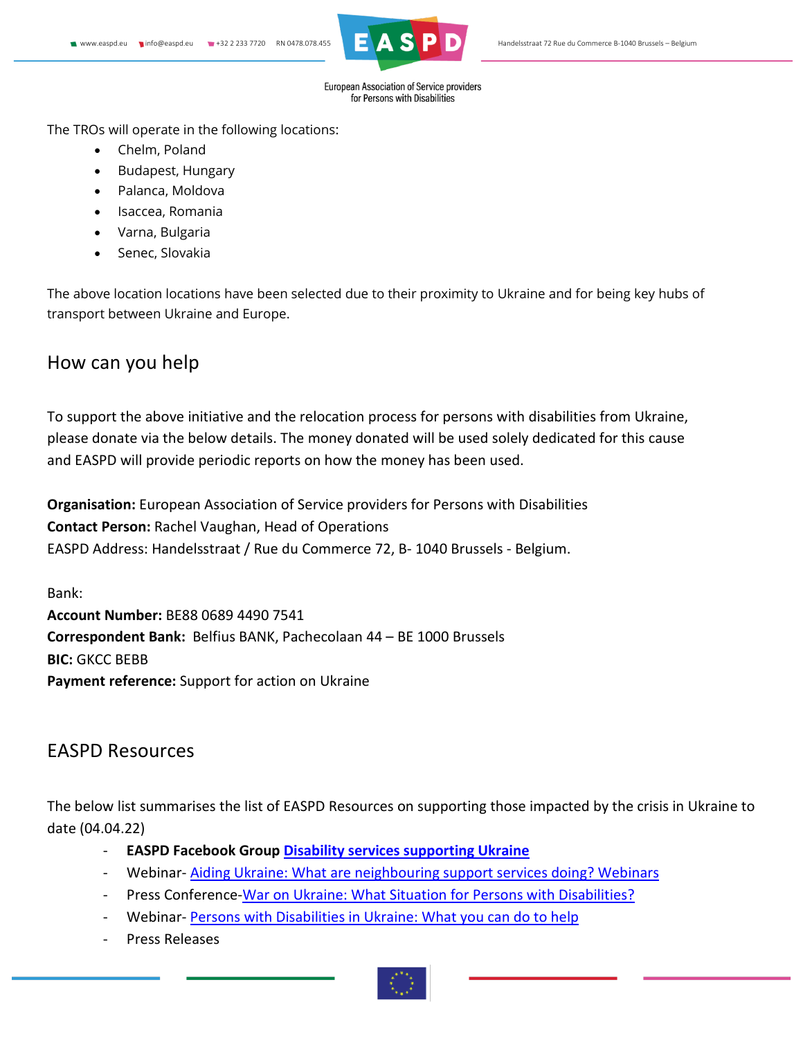The TROs will operate in the following locations:

- Chelm, Poland
- Budapest, Hungary
- Palanca, Moldova
- Isaccea, Romania
- Varna, Bulgaria
- Senec, Slovakia

The above location locations have been selected due to their proximity to Ukraine and for being key hubs of transport between Ukraine and Europe.

## How can you help

To support the above initiative and the relocation process for persons with disabilities from Ukraine, please donate via the below details. The money donated will be used solely dedicated for this cause and EASPD will provide periodic reports on how the money has been used.

**Organisation:** European Association of Service providers for Persons with Disabilities
**Contact Person:** Rachel Vaughan, Head of Operations
EASPD Address: Handelsstraat / Rue du Commerce 72, B- 1040 Brussels - Belgium.

Bank:
**Account Number:** BE88 0689 4490 7541
**Correspondent Bank:** Belfius BANK, Pachecolaan 44 – BE 1000 Brussels
**BIC:** GKCC BEBB
**Payment reference:** Support for action on Ukraine

## EASPD Resources

The below list summarises the list of EASPD Resources on supporting those impacted by the crisis in Ukraine to date (04.04.22)

- **EASPD Facebook Group [Disability services supporting Ukraine]()**
- Webinar- [Aiding Ukraine: What are neighbouring support services doing? Webinars]()
- Press Conference-[War on Ukraine: What Situation for Persons with Disabilities?]()
- Webinar- [Persons with Disabilities in Ukraine: What you can do to help]()
- Press Releases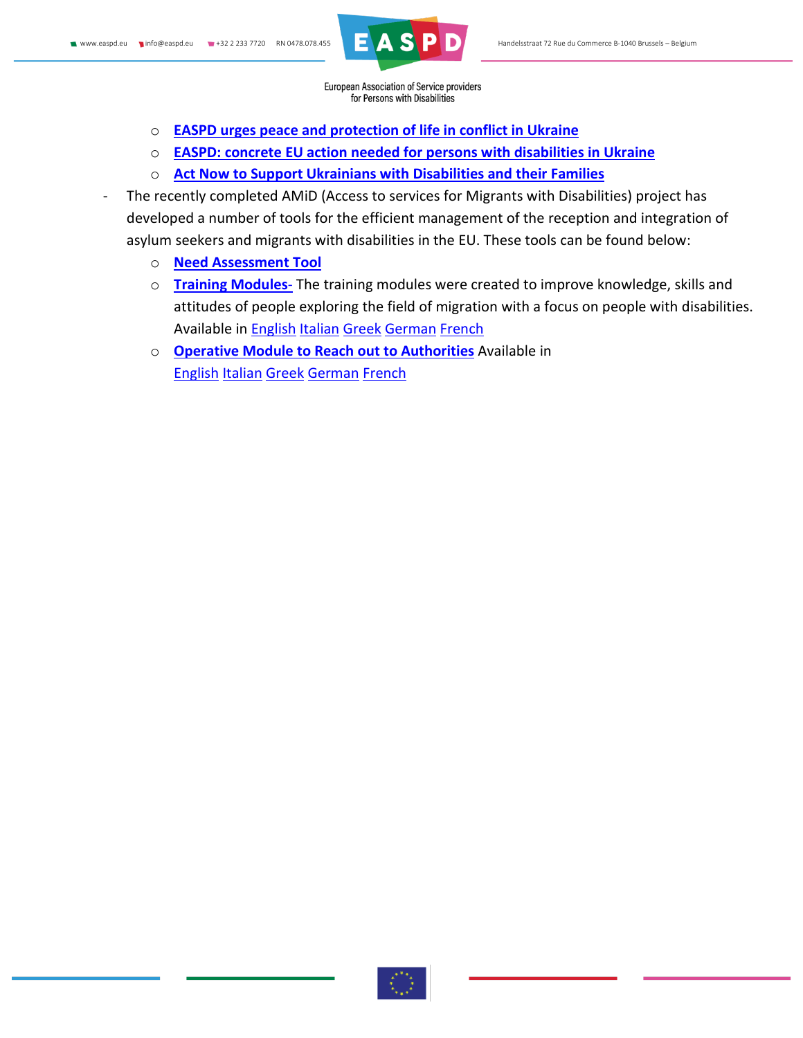- **EASPD urges peace and protection of life in conflict in Ukraine**
- **EASPD: concrete EU action needed for persons with disabilities in Ukraine**
- **Act Now to Support Ukrainians with Disabilities and their Families**

- The recently completed AMiD (Access to services for Migrants with Disabilities) project has developed a number of tools for the efficient management of the reception and integration of asylum seekers and migrants with disabilities in the EU. These tools can be found below:
  - **Need Assessment Tool**
  - **Training Modules-** The training modules were created to improve knowledge, skills and attitudes of people exploring the field of migration with a focus on people with disabilities. Available in English Italian Greek German French
  - **Operative Module to Reach out to Authorities** Available in English Italian Greek German French